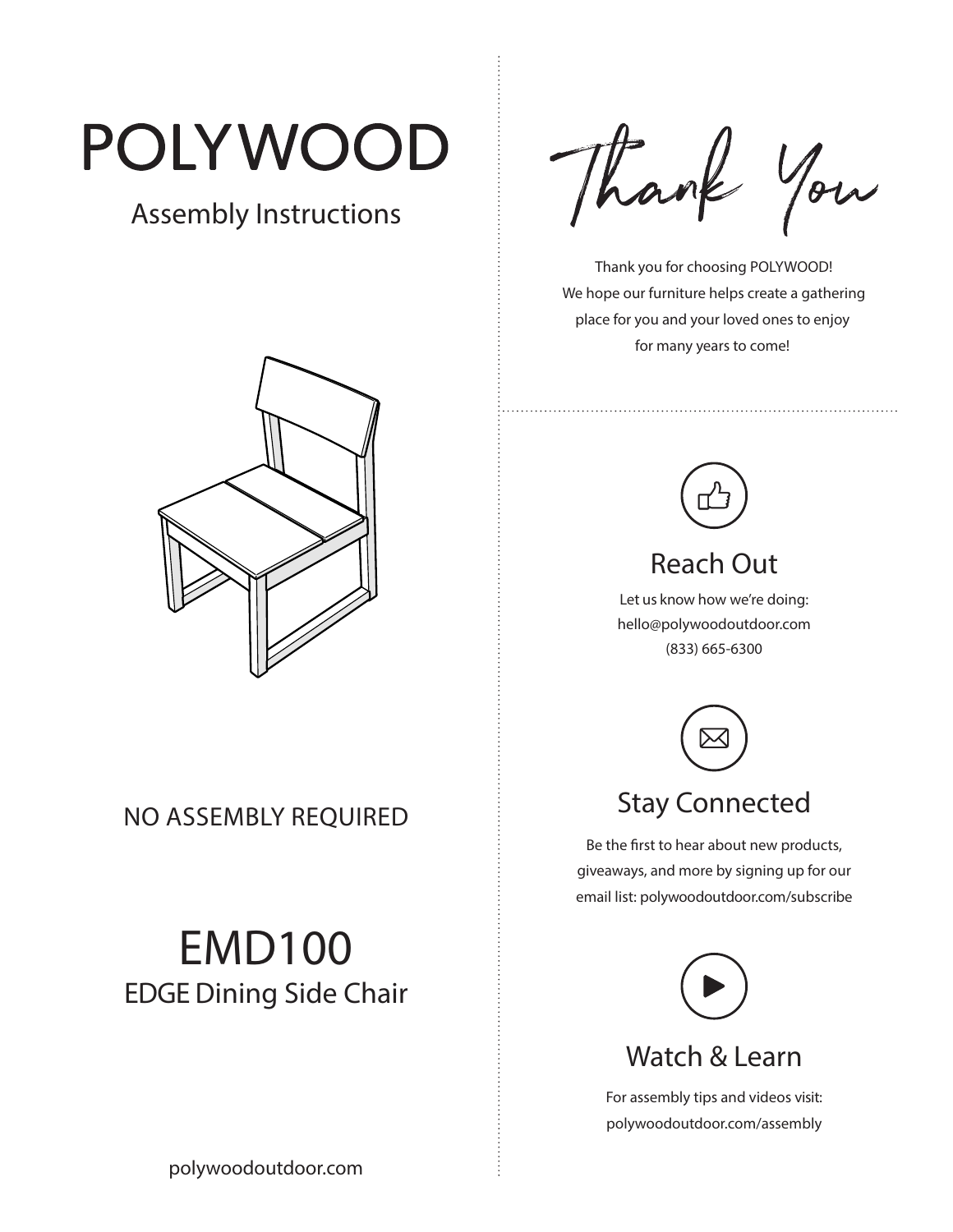# POLYWOOD

## Assembly Instructions

NO ASSEMBLY REQUIRED

# EMD100

## EDGE Dining Side Chair

polywoodoutdoor.com

# Thank You

Thank you for choosing POLYWOOD!
We hope our furniture helps create a gathering place for you and your loved ones to enjoy for many years to come!

### Reach Out

Let us know how we're doing:
hello@polywoodoutdoor.com
(833) 665-6300

### Stay Connected

Be the first to hear about new products, giveaways, and more by signing up for our email list: polywoodoutdoor.com/subscribe

### Watch & Learn

For assembly tips and videos visit:
polywoodoutdoor.com/assembly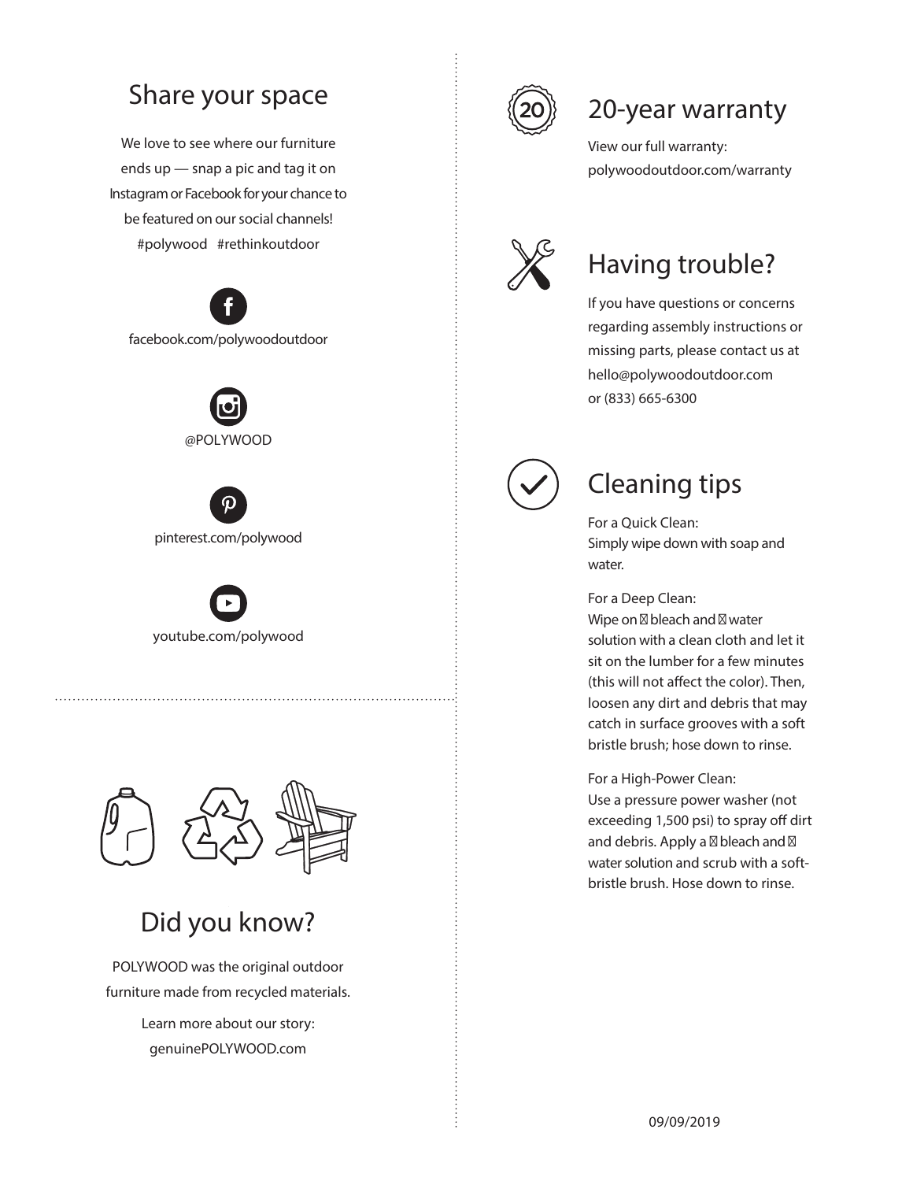## Share your space

We love to see where our furniture ends up — snap a pic and tag it on Instagram or Facebook for your chance to be featured on our social channels!
#polywood #rethinkoutdoor

facebook.com/polywoodoutdoor

@POLYWOOD

pinterest.com/polywood

youtube.com/polywood

## Did you know?

POLYWOOD was the original outdoor furniture made from recycled materials.

Learn more about our story:
genuinePOLYWOOD.com

## 20-year warranty

View our full warranty:
polywoodoutdoor.com/warranty

## Having trouble?

If you have questions or concerns regarding assembly instructions or missing parts, please contact us at hello@polywoodoutdoor.com or (833) 665-6300

## Cleaning tips

For a Quick Clean:
Simply wipe down with soap and water.

For a Deep Clean:
Wipe on ⊠ bleach and ⊠ water solution with a clean cloth and let it sit on the lumber for a few minutes (this will not affect the color). Then, loosen any dirt and debris that may catch in surface grooves with a soft bristle brush; hose down to rinse.

For a High-Power Clean:
Use a pressure power washer (not exceeding 1,500 psi) to spray off dirt and debris. Apply a ⊠ bleach and ⊠ water solution and scrub with a soft-bristle brush. Hose down to rinse.

09/09/2019